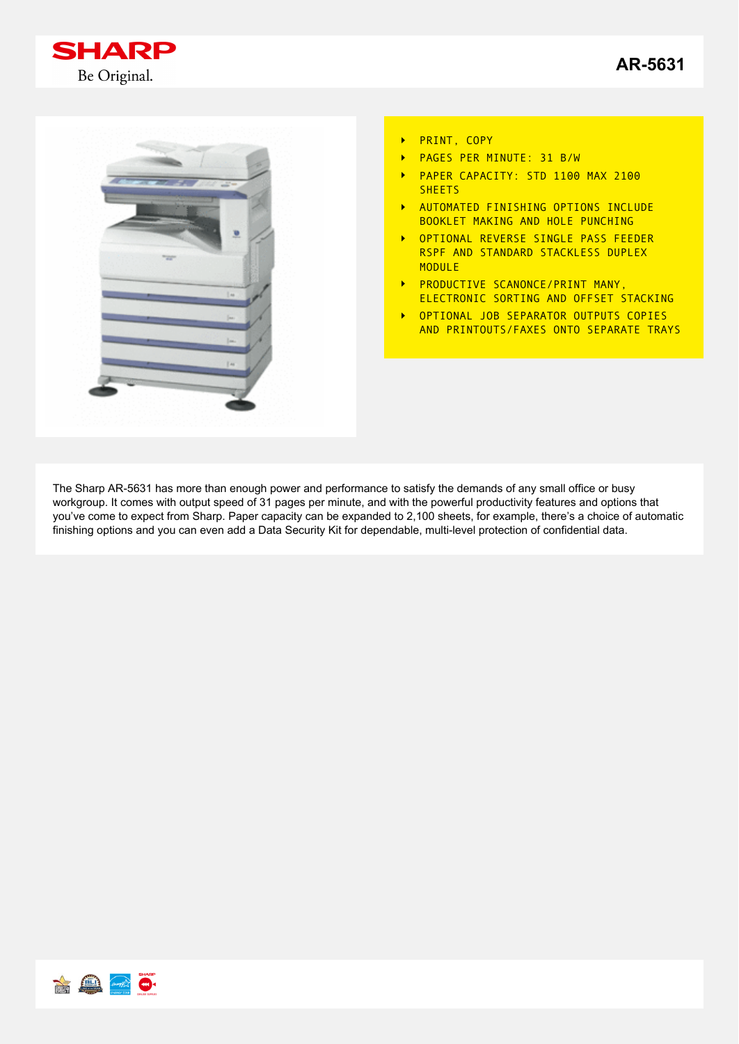# SHARP
Be Original.

## AR-5631

- PRINT, COPY
- PAGES PER MINUTE: 31 B/W
- PAPER CAPACITY: STD 1100 MAX 2100 SHEETS
- AUTOMATED FINISHING OPTIONS INCLUDE BOOKLET MAKING AND HOLE PUNCHING
- OPTIONAL REVERSE SINGLE PASS FEEDER RSPF AND STANDARD STACKLESS DUPLEX MODULE
- PRODUCTIVE SCANONCE/PRINT MANY, ELECTRONIC SORTING AND OFFSET STACKING
- OPTIONAL JOB SEPARATOR OUTPUTS COPIES AND PRINTOUTS/FAXES ONTO SEPARATE TRAYS

The Sharp AR-5631 has more than enough power and performance to satisfy the demands of any small office or busy workgroup. It comes with output speed of 31 pages per minute, and with the powerful productivity features and options that you've come to expect from Sharp. Paper capacity can be expanded to 2,100 sheets, for example, there's a choice of automatic finishing options and you can even add a Data Security Kit for dependable, multi-level protection of confidential data.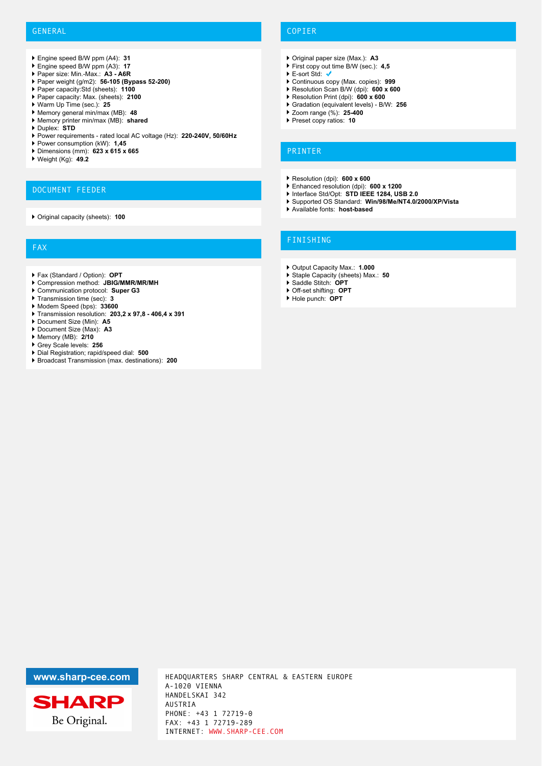## GENERAL

- Engine speed B/W ppm (A4): **31**
- Engine speed B/W ppm (A3): **17**
- Paper size: Min.-Max.: **A3 - A6R**
- Paper weight (g/m2): **56-105 (Bypass 52-200)**
- Paper capacity:Std (sheets): **1100**
- Paper capacity: Max. (sheets): **2100**
- Warm Up Time (sec.): **25**
- Memory general min/max (MB): **48**
- Memory printer min/max (MB): **shared**
- Duplex: **STD**
- Power requirements - rated local AC voltage (Hz): **220-240V, 50/60Hz**
- Power consumption (kW): **1,45**
- Dimensions (mm): **623 x 615 x 665**
- Weight (Kg): **49.2**

## DOCUMENT FEEDER

- Original capacity (sheets): **100**

## FAX

- Fax (Standard / Option): **OPT**
- Compression method: **JBIG/MMR/MR/MH**
- Communication protocol: **Super G3**
- Transmission time (sec): **3**
- Modem Speed (bps): **33600**
- Transmission resolution: **203,2 x 97,8 - 406,4 x 391**
- Document Size (Min): **A5**
- Document Size (Max): **A3**
- Memory (MB): **2/10**
- Grey Scale levels: **256**
- Dial Registration; rapid/speed dial: **500**
- Broadcast Transmission (max. destinations): **200**

## COPIER

- Original paper size (Max.): **A3**
- First copy out time B/W (sec.): **4,5**
- E-sort Std: ✓
- Continuous copy (Max. copies): **999**
- Resolution Scan B/W (dpi): **600 x 600**
- Resolution Print (dpi): **600 x 600**
- Gradation (equivalent levels) - B/W: **256**
- Zoom range (%): **25-400**
- Preset copy ratios: **10**

## PRINTER

- Resolution (dpi): **600 x 600**
- Enhanced resolution (dpi): **600 x 1200**
- Interface Std/Opt: **STD IEEE 1284, USB 2.0**
- Supported OS Standard: **Win/98/Me/NT4.0/2000/XP/Vista**
- Available fonts: **host-based**

## FINISHING

- Output Capacity Max.: **1.000**
- Staple Capacity (sheets) Max.: **50**
- Saddle Stitch: **OPT**
- Off-set shifting: **OPT**
- Hole punch: **OPT**

**www.sharp-cee.com**

SHARP
Be Original.

HEADQUARTERS SHARP CENTRAL & EASTERN EUROPE
A-1020 VIENNA
HANDELSKAI 342
AUSTRIA
PHONE: +43 1 72719-0
FAX: +43 1 72719-289
INTERNET: WWW.SHARP-CEE.COM